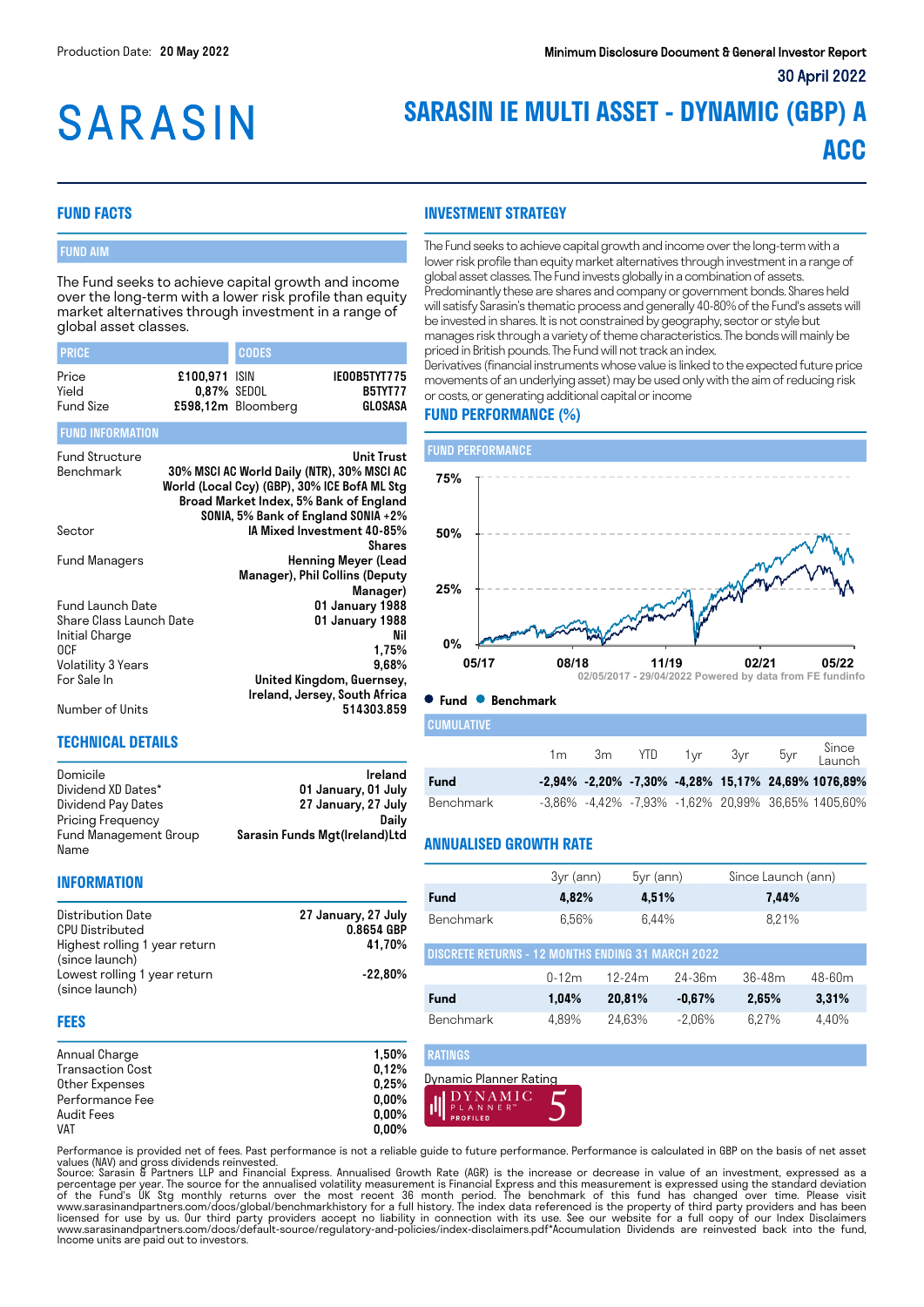Production Date: **20 May 2022**

**Minimum Disclosure Document & General Investor Report**

**30 April 2022**

# SARASIN

# SARASIN IE MULTI ASSET - DYNAMIC (GBP) A ACC

## FUND FACTS

### FUND AIM

The Fund seeks to achieve capital growth and income over the long-term with a lower risk profile than equity market alternatives through investment in a range of global asset classes.

| PRICE | | CODES | |
|---|---|---|---|
| Price | £100,971 | ISIN | IE00B5TYT775 |
| Yield | 0,87% | SEDOL | B5TYT77 |
| Fund Size | £598,12m | Bloomberg | GLOSASA |

### FUND INFORMATION

| | |
|---|---|
| Fund Structure | Unit Trust |
| Benchmark | 30% MSCI AC World Daily (NTR), 30% MSCI AC World (Local Ccy) (GBP), 30% ICE BofA ML Stg Broad Market Index, 5% Bank of England SONIA, 5% Bank of England SONIA +2% |
| Sector | IA Mixed Investment 40-85% Shares |
| Fund Managers | Henning Meyer (Lead Manager), Phil Collins (Deputy Manager) |
| Fund Launch Date | 01 January 1988 |
| Share Class Launch Date | 01 January 1988 |
| Initial Charge | Nil |
| OCF | 1,75% |
| Volatility 3 Years | 9,68% |
| For Sale In | United Kingdom, Guernsey, Ireland, Jersey, South Africa |
| Number of Units | 514303.859 |

## TECHNICAL DETAILS

| | |
|---|---|
| Domicile | Ireland |
| Dividend XD Dates* | 01 January, 01 July |
| Dividend Pay Dates | 27 January, 27 July |
| Pricing Frequency | Daily |
| Fund Management Group Name | Sarasin Funds Mgt(Ireland)Ltd |

## INFORMATION

| | |
|---|---|
| Distribution Date | 27 January, 27 July |
| CPU Distributed | 0.8654 GBP |
| Highest rolling 1 year return (since launch) | 41,70% |
| Lowest rolling 1 year return (since launch) | -22,80% |

## FEES

| | |
|---|---|
| Annual Charge | 1,50% |
| Transaction Cost | 0,12% |
| Other Expenses | 0,25% |
| Performance Fee | 0,00% |
| Audit Fees | 0,00% |
| VAT | 0,00% |

## INVESTMENT STRATEGY

The Fund seeks to achieve capital growth and income over the long-term with a lower risk profile than equity market alternatives through investment in a range of global asset classes. The Fund invests globally in a combination of assets. Predominantly these are shares and company or government bonds. Shares held will satisfy Sarasin's thematic process and generally 40-80% of the Fund's assets will be invested in shares. It is not constrained by geography, sector or style but manages risk through a variety of theme characteristics. The bonds will mainly be priced in British pounds. The Fund will not track an index.
Derivatives (financial instruments whose value is linked to the expected future price movements of an underlying asset) may be used only with the aim of reducing risk or costs, or generating additional capital or income

## FUND PERFORMANCE (%)

### FUND PERFORMANCE

02/05/2017 - 29/04/2022 Powered by data from FE fundinfo

● Fund ● Benchmark

### CUMULATIVE

| | 1m | 3m | YTD | 1yr | 3yr | 5yr | Since Launch |
|---|---|---|---|---|---|---|---|
| **Fund** | **-2,94%** | **-2,20%** | **-7,30%** | **-4,28%** | **15,17%** | **24,69%** | **1076,89%** |
| Benchmark | -3,86% | -4,42% | -7,93% | -1,62% | 20,99% | 36,65% | 1405,60% |

## ANNUALISED GROWTH RATE

| | 3yr (ann) | 5yr (ann) | Since Launch (ann) |
|---|---|---|---|
| **Fund** | **4,82%** | **4,51%** | **7,44%** |
| Benchmark | 6,56% | 6,44% | 8,21% |

### DISCRETE RETURNS - 12 MONTHS ENDING 31 MARCH 2022

| | 0-12m | 12-24m | 24-36m | 36-48m | 48-60m |
|---|---|---|---|---|---|
| **Fund** | **1,04%** | **20,81%** | **-0,67%** | **2,65%** | **3,31%** |
| Benchmark | 4,89% | 24,63% | -2,06% | 6,27% | 4,40% |

### RATINGS

Dynamic Planner Rating

DYNAMIC PLANNER™ PROFILED 5

Performance is provided net of fees. Past performance is not a reliable guide to future performance. Performance is calculated in GBP on the basis of net asset values (NAV) and gross dividends reinvested.
Source: Sarasin & Partners LLP and Financial Express. Annualised Growth Rate (AGR) is the increase or decrease in value of an investment, expressed as a percentage per year. The source for the annualised volatility measurement is Financial Express and this measurement is expressed using the standard deviation of the Fund's UK Stg monthly returns over the most recent 36 month period. The benchmark of this fund has changed over time. Please visit www.sarasinandpartners.com/docs/global/benchmarkhistory for a full history. The index data referenced is the property of third party providers and has been licensed for use by us. Our third party providers accept no liability in connection with its use. See our website for a full copy of our Index Disclaimers www.sarasinandpartners.com/docs/default-source/regulatory-and-policies/index-disclaimers.pdf*Accumulation Dividends are reinvested back into the fund, Income units are paid out to investors.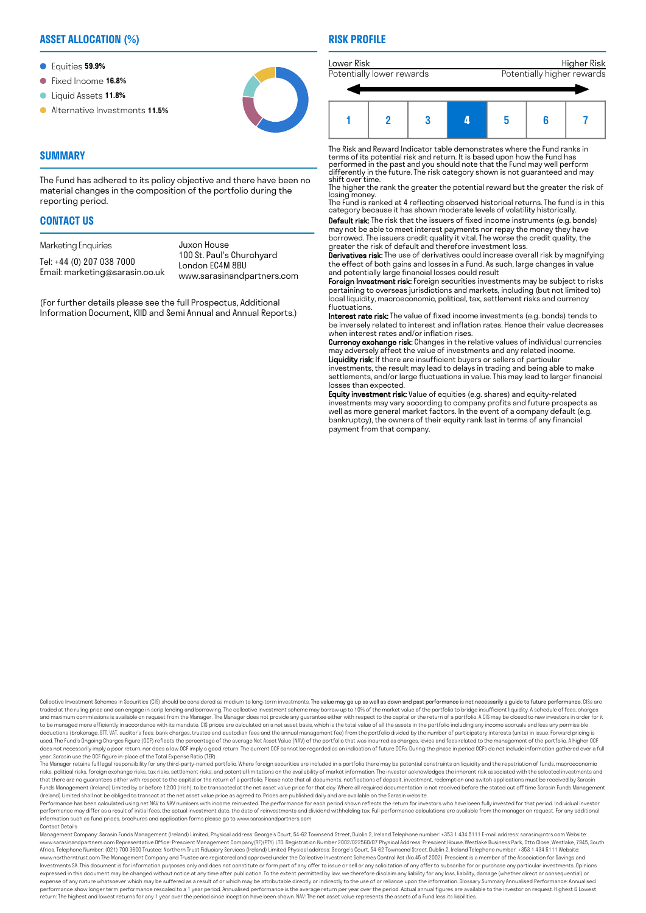## ASSET ALLOCATION (%)

- Equities **59.9%**
- Fixed Income **16.8%**
- Liquid Assets **11.8%**
- Alternative Investments **11.5%**

## SUMMARY

The Fund has adhered to its policy objective and there have been no material changes in the composition of the portfolio during the reporting period.

## CONTACT US

Marketing Enquiries

Tel: +44 (0) 207 038 7000
Email: marketing@sarasin.co.uk

Juxon House
100 St. Paul's Churchyard
London EC4M 8BU
www.sarasinandpartners.com

(For further details please see the full Prospectus, Additional Information Document, KIID and Semi Annual and Annual Reports.)

## RISK PROFILE

Lower Risk — Higher Risk
Potentially lower rewards — Potentially higher rewards

| 1 | 2 | 3 | **4** | 5 | 6 | 7 |
|---|---|---|---|---|---|---|

The Risk and Reward Indicator table demonstrates where the Fund ranks in terms of its potential risk and return. It is based upon how the Fund has performed in the past and you should note that the Fund may well perform differently in the future. The risk category shown is not guaranteed and may shift over time.

The higher the rank the greater the potential reward but the greater the risk of losing money.

The Fund is ranked at 4 reflecting observed historical returns. The fund is in this category because it has shown moderate levels of volatility historically.

**Default risk:** The risk that the issuers of fixed income instruments (e.g. bonds) may not be able to meet interest payments nor repay the money they have borrowed. The issuers credit quality it vital. The worse the credit quality, the greater the risk of default and therefore investment loss.

**Derivatives risk:** The use of derivatives could increase overall risk by magnifying the effect of both gains and losses in a Fund. As such, large changes in value and potentially large financial losses could result

**Foreign Investment risk:** Foreign securities investments may be subject to risks pertaining to overseas jurisdictions and markets, including (but not limited to) local liquidity, macroeconomic, political, tax, settlement risks and currency fluctuations.

**Interest rate risk:** The value of fixed income investments (e.g. bonds) tends to be inversely related to interest and inflation rates. Hence their value decreases when interest rates and/or inflation rises.

**Currency exchange risk:** Changes in the relative values of individual currencies may adversely affect the value of investments and any related income.

**Liquidity risk:** If there are insufficient buyers or sellers of particular investments, the result may lead to delays in trading and being able to make settlements, and/or large fluctuations in value. This may lead to larger financial losses than expected.

**Equity investment risk:** Value of equities (e.g. shares) and equity-related investments may vary according to company profits and future prospects as well as more general market factors. In the event of a company default (e.g. bankruptcy), the owners of their equity rank last in terms of any financial payment from that company.

Collective Investment Schemes in Securities (CIS) should be considered as medium to long-term investments. The value may go up as well as down and past performance is not necessarily a guide to future performance. CISs are traded at the ruling price and can engage in scrip lending and borrowing. The collective investment scheme may borrow up to 10% of the market value of the portfolio to bridge insufficient liquidity. A schedule of fees, charges and maximum commissions is available on request from the Manager. The Manager does not provide any guarantee either with respect to the capital or the return of a portfolio. A CIS may be closed to new investors in order for it to be managed more efficiently in accordance with its mandate. CIS prices are calculated on a net asset basis, which is the total value of all the assets in the portfolio including any income accruals and less any permissible deductions (brokerage, STT, VAT, auditor's fees, bank charges, trustee and custodian fees and the annual management fee) from the portfolio divided by the number of participatory interests (units) in issue. Forward pricing is used. The Fund's Ongoing Charges Figure (OCF) reflects the percentage of the average Net Asset Value (NAV) of the portfolio that was incurred as charges, levies and fees related to the management of the portfolio. A higher OCF does not necessarily imply a poor return, nor does a low OCF imply a good return. The current OCF cannot be regarded as an indication of future OCFs. During the phase in period OCFs do not include information gathered over a full year. Sarasin use the OCF figure in-place of the Total Expense Ratio (TER).

The Manager retains full legal responsibility for any third-party-named portfolio. Where foreign securities are included in a portfolio there may be potential constraints on liquidity and the repatriation of funds, macroeconomic risks, political risks, foreign exchange risks, tax risks, settlement risks; and potential limitations on the availability of market information. The investor acknowledges the inherent risk associated with the selected investments and that there are no guarantees either with respect to the capital or the return of a portfolio. Please note that all documents, notifications of deposit, investment, redemption and switch applications must be received by Sarasin Funds Management (Ireland) Limited by or before 12:00 (Irish), to be transacted at the net asset value price for that day. Where all required documentation is not received before the stated cut off time Sarasin Funds Management (Ireland) Limited shall not be obliged to transact at the net asset value price as agreed to. Prices are published daily and are available on the Sarasin website.

Performance has been calculated using net NAV to NAV numbers with income reinvested. The performance for each period shown reflects the return for investors who have been fully invested for that period. Individual investor performance may differ as a result of initial fees, the actual investment date, the date of reinvestments and dividend withholding tax. Full performance calculations are available from the manager on request. For any additional information such as fund prices, brochures and application forms please go to www.sarasinandpartners.com

Contact Details

Management Company: Sarasin Funds Management (Ireland) Limited, Physical address: George's Court, 54-62 Townsend Street, Dublin 2, Ireland Telephone number: +353 1 434 5111 E-mail address: sarasin@ntrs.com Website: www.sarasinandpartners.com Representative Office: Prescient Management Company(RF)(PTY) LTD. Registration Number 2002/022560/07 Physical Address: Prescient House, Westlake Business Park, Otto Close, Westlake, 7945, South Africa. Telephone Number: (021) 700 3600 Trustee: Northern Trust Fiduciary Services (Ireland) Limited Physical address: George's Court, 54-62 Townsend Street, Dublin 2, Ireland Telephone number: +353 1 434 5111 Website: www.northerntrust.com The Management Company and Trustee are registered and approved under the Collective Investment Schemes Control Act (No.45 of 2002). Prescient is a member of the Association for Savings and Investments SA. This document is for information purposes only and does not constitute or form part of any offer to issue or sell or any solicitation of any offer to subscribe for or purchase any particular investments. Opinions expressed in this document may be changed without notice at any time after publication. To the extent permitted by law, we therefore disclaim any liability for any loss, liability, damage (whether direct or consequential) or expense of any nature whatsoever which may be suffered as a result of or which may be attributable directly or indirectly to the use of or reliance upon the information. Glossary Summary Annualised Performance: Annualised performance show longer term performance rescaled to a 1 year period. Annualised performance is the average return per year over the period. Actual annual figures are available to the investor on request. Highest & Lowest return: The highest and lowest returns for any 1 year over the period since inception have been shown. NAV: The net asset value represents the assets of a Fund less its liabilities.